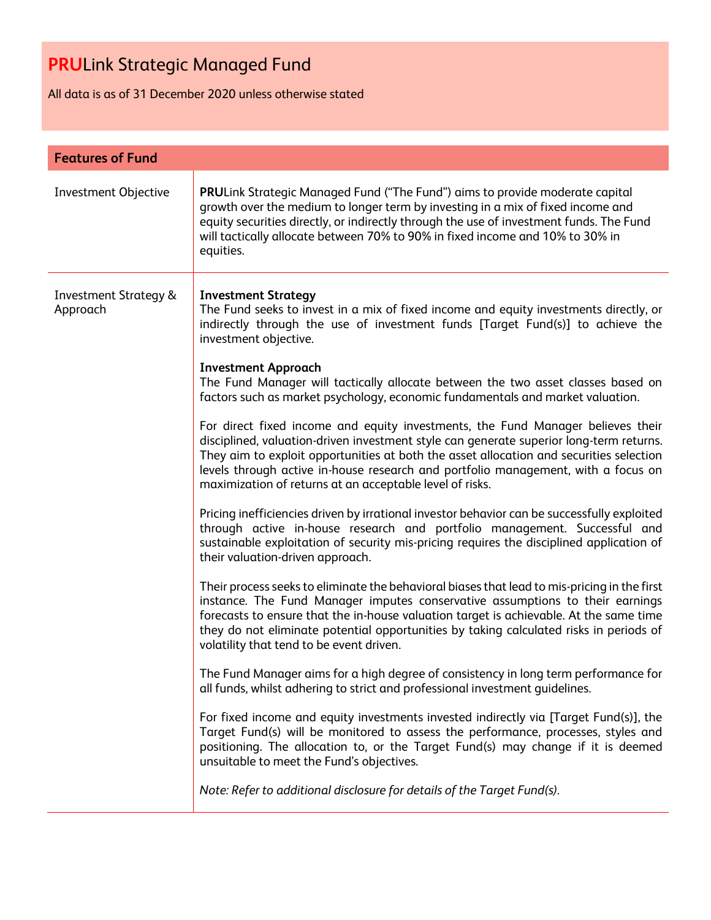# **PRU**Link Strategic Managed Fund

All data is as of 31 December 2020 unless otherwise stated

## Features of Fund

| | |
|---|---|
| Investment Objective | **PRU**Link Strategic Managed Fund ("The Fund") aims to provide moderate capital growth over the medium to longer term by investing in a mix of fixed income and equity securities directly, or indirectly through the use of investment funds. The Fund will tactically allocate between 70% to 90% in fixed income and 10% to 30% in equities. |
| Investment Strategy & Approach | **Investment Strategy**<br>The Fund seeks to invest in a mix of fixed income and equity investments directly, or indirectly through the use of investment funds [Target Fund(s)] to achieve the investment objective.<br><br>**Investment Approach**<br>The Fund Manager will tactically allocate between the two asset classes based on factors such as market psychology, economic fundamentals and market valuation.<br><br>For direct fixed income and equity investments, the Fund Manager believes their disciplined, valuation-driven investment style can generate superior long-term returns. They aim to exploit opportunities at both the asset allocation and securities selection levels through active in-house research and portfolio management, with a focus on maximization of returns at an acceptable level of risks.<br><br>Pricing inefficiencies driven by irrational investor behavior can be successfully exploited through active in-house research and portfolio management. Successful and sustainable exploitation of security mis-pricing requires the disciplined application of their valuation-driven approach.<br><br>Their process seeks to eliminate the behavioral biases that lead to mis-pricing in the first instance. The Fund Manager imputes conservative assumptions to their earnings forecasts to ensure that the in-house valuation target is achievable. At the same time they do not eliminate potential opportunities by taking calculated risks in periods of volatility that tend to be event driven.<br><br>The Fund Manager aims for a high degree of consistency in long term performance for all funds, whilst adhering to strict and professional investment guidelines.<br><br>For fixed income and equity investments invested indirectly via [Target Fund(s)], the Target Fund(s) will be monitored to assess the performance, processes, styles and positioning. The allocation to, or the Target Fund(s) may change if it is deemed unsuitable to meet the Fund's objectives.<br><br>*Note: Refer to additional disclosure for details of the Target Fund(s).* |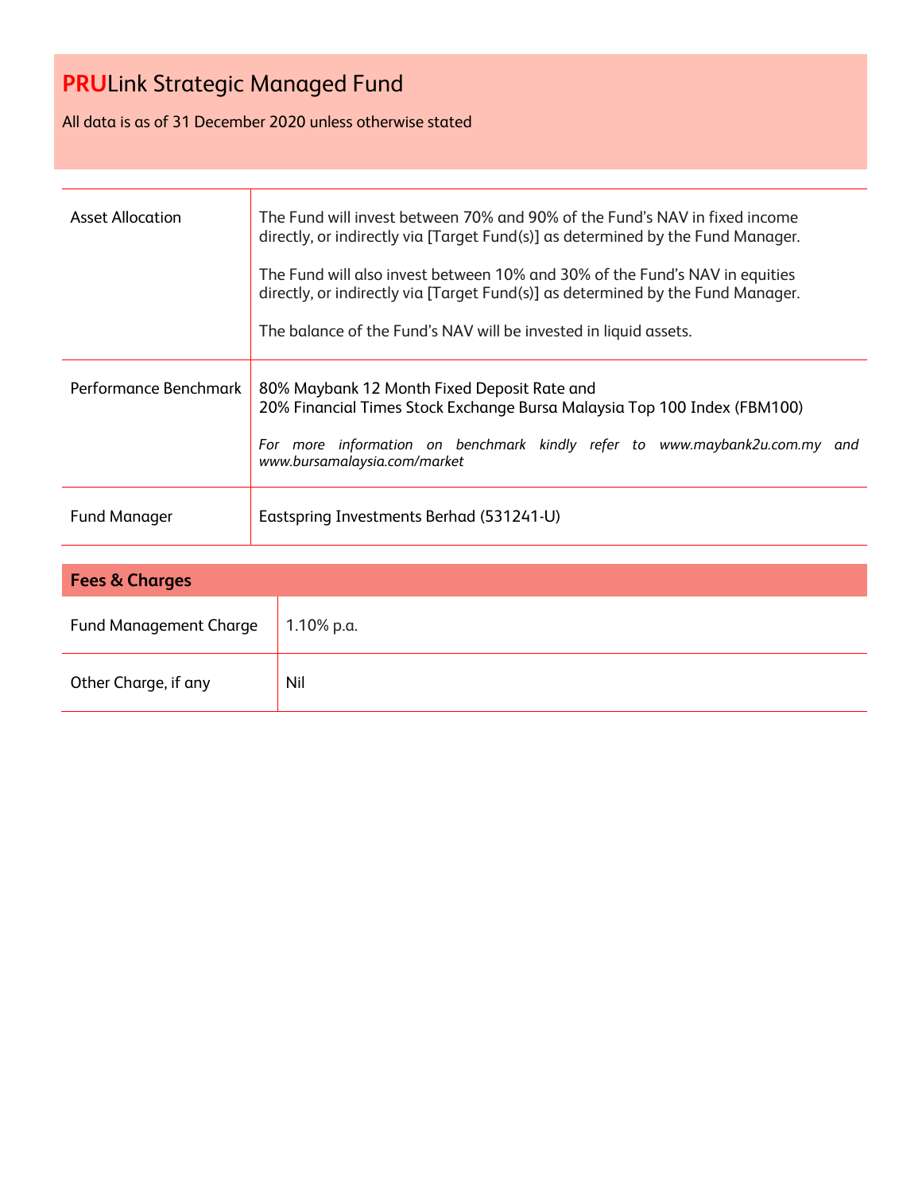# PRULink Strategic Managed Fund

All data is as of 31 December 2020 unless otherwise stated

| | |
|---|---|
| Asset Allocation | The Fund will invest between 70% and 90% of the Fund's NAV in fixed income directly, or indirectly via [Target Fund(s)] as determined by the Fund Manager.<br><br>The Fund will also invest between 10% and 30% of the Fund's NAV in equities directly, or indirectly via [Target Fund(s)] as determined by the Fund Manager.<br><br>The balance of the Fund's NAV will be invested in liquid assets. |
| Performance Benchmark | 80% Maybank 12 Month Fixed Deposit Rate and<br>20% Financial Times Stock Exchange Bursa Malaysia Top 100 Index (FBM100)<br><br>*For more information on benchmark kindly refer to www.maybank2u.com.my and www.bursamalaysia.com/market* |
| Fund Manager | Eastspring Investments Berhad (531241-U) |

## Fees & Charges

| | |
|---|---|
| Fund Management Charge | 1.10% p.a. |
| Other Charge, if any | Nil |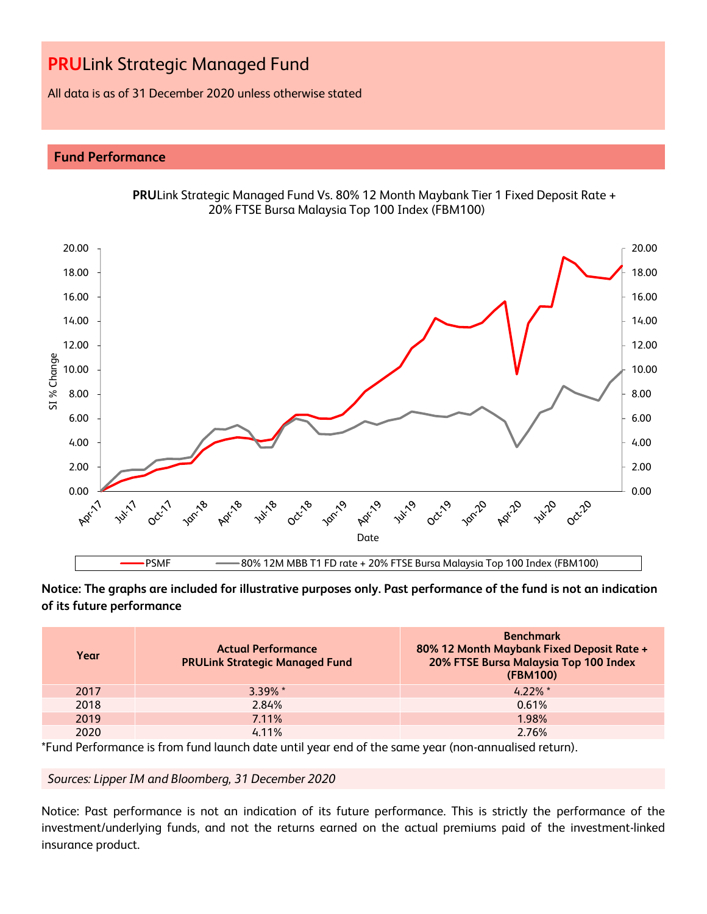# **PRU**Link Strategic Managed Fund

All data is as of 31 December 2020 unless otherwise stated

## Fund Performance

**PRU**Link Strategic Managed Fund Vs. 80% 12 Month Maybank Tier 1 Fixed Deposit Rate + 20% FTSE Bursa Malaysia Top 100 Index (FBM100)

**Notice: The graphs are included for illustrative purposes only. Past performance of the fund is not an indication of its future performance**

| Year | Actual Performance PRULink Strategic Managed Fund | Benchmark 80% 12 Month Maybank Fixed Deposit Rate + 20% FTSE Bursa Malaysia Top 100 Index (FBM100) |
|---|---|---|
| 2017 | 3.39% * | 4.22% * |
| 2018 | 2.84% | 0.61% |
| 2019 | 7.11% | 1.98% |
| 2020 | 4.11% | 2.76% |

*Fund Performance is from fund launch date until year end of the same year (non-annualised return).

*Sources: Lipper IM and Bloomberg, 31 December 2020*

Notice: Past performance is not an indication of its future performance. This is strictly the performance of the investment/underlying funds, and not the returns earned on the actual premiums paid of the investment-linked insurance product.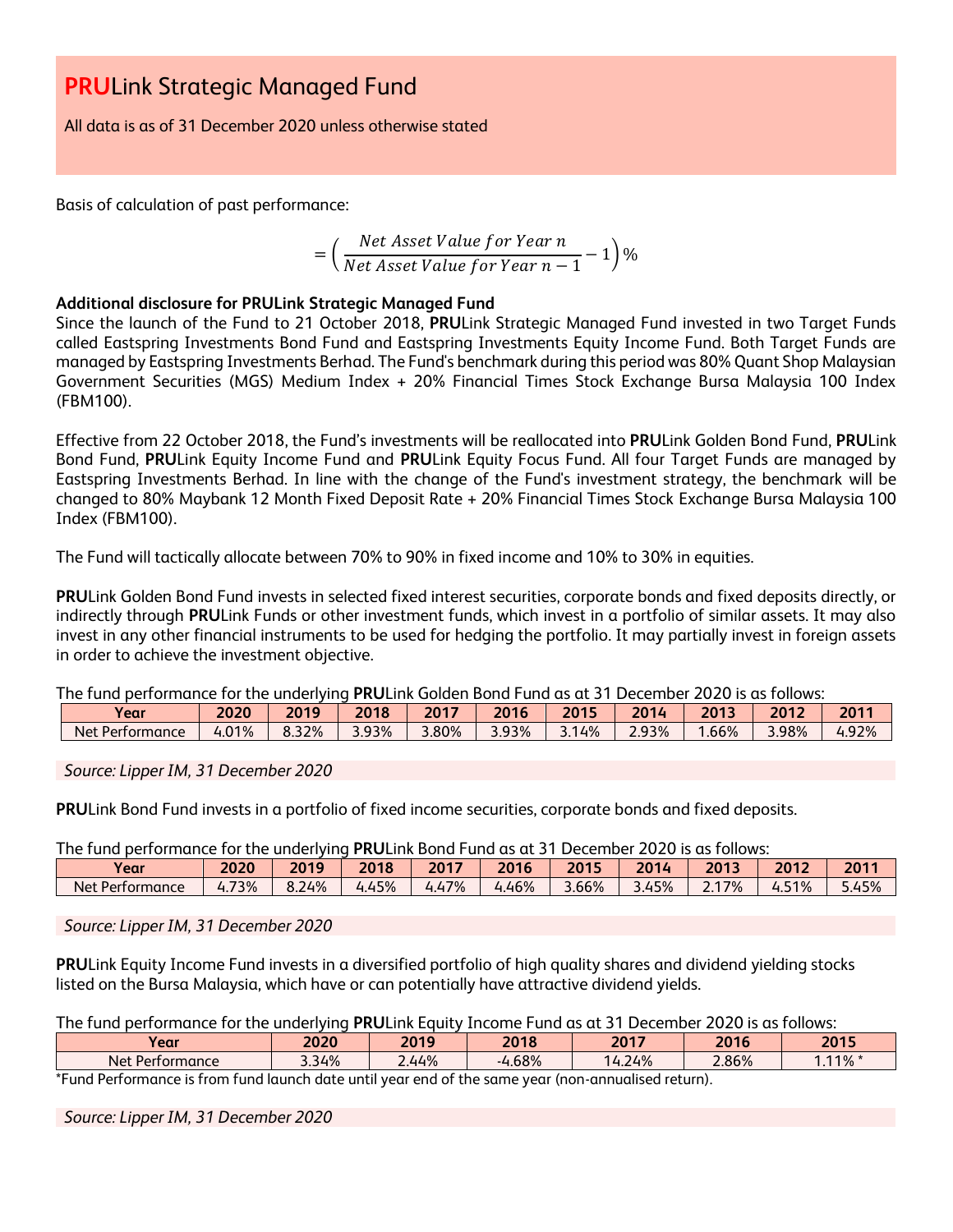# **PRU**Link Strategic Managed Fund

All data is as of 31 December 2020 unless otherwise stated

Basis of calculation of past performance:

$$= \left( \frac{Net\ Asset\ Value\ for\ Year\ n}{Net\ Asset\ Value\ for\ Year\ n-1} - 1 \right) \%$$

**Additional disclosure for PRULink Strategic Managed Fund**

Since the launch of the Fund to 21 October 2018, **PRU**Link Strategic Managed Fund invested in two Target Funds called Eastspring Investments Bond Fund and Eastspring Investments Equity Income Fund. Both Target Funds are managed by Eastspring Investments Berhad. The Fund's benchmark during this period was 80% Quant Shop Malaysian Government Securities (MGS) Medium Index + 20% Financial Times Stock Exchange Bursa Malaysia 100 Index (FBM100).

Effective from 22 October 2018, the Fund's investments will be reallocated into **PRU**Link Golden Bond Fund, **PRU**Link Bond Fund, **PRU**Link Equity Income Fund and **PRU**Link Equity Focus Fund. All four Target Funds are managed by Eastspring Investments Berhad. In line with the change of the Fund's investment strategy, the benchmark will be changed to 80% Maybank 12 Month Fixed Deposit Rate + 20% Financial Times Stock Exchange Bursa Malaysia 100 Index (FBM100).

The Fund will tactically allocate between 70% to 90% in fixed income and 10% to 30% in equities.

**PRU**Link Golden Bond Fund invests in selected fixed interest securities, corporate bonds and fixed deposits directly, or indirectly through **PRU**Link Funds or other investment funds, which invest in a portfolio of similar assets. It may also invest in any other financial instruments to be used for hedging the portfolio. It may partially invest in foreign assets in order to achieve the investment objective.

The fund performance for the underlying **PRU**Link Golden Bond Fund as at 31 December 2020 is as follows:

| Year | 2020 | 2019 | 2018 | 2017 | 2016 | 2015 | 2014 | 2013 | 2012 | 2011 |
|---|---|---|---|---|---|---|---|---|---|---|
| Net Performance | 4.01% | 8.32% | 3.93% | 3.80% | 3.93% | 3.14% | 2.93% | 1.66% | 3.98% | 4.92% |

*Source: Lipper IM, 31 December 2020*

**PRU**Link Bond Fund invests in a portfolio of fixed income securities, corporate bonds and fixed deposits.

The fund performance for the underlying **PRU**Link Bond Fund as at 31 December 2020 is as follows:

| Year | 2020 | 2019 | 2018 | 2017 | 2016 | 2015 | 2014 | 2013 | 2012 | 2011 |
|---|---|---|---|---|---|---|---|---|---|---|
| Net Performance | 4.73% | 8.24% | 4.45% | 4.47% | 4.46% | 3.66% | 3.45% | 2.17% | 4.51% | 5.45% |

*Source: Lipper IM, 31 December 2020*

**PRU**Link Equity Income Fund invests in a diversified portfolio of high quality shares and dividend yielding stocks listed on the Bursa Malaysia, which have or can potentially have attractive dividend yields.

The fund performance for the underlying **PRU**Link Equity Income Fund as at 31 December 2020 is as follows:

| Year | 2020 | 2019 | 2018 | 2017 | 2016 | 2015 |
|---|---|---|---|---|---|---|
| Net Performance | 3.34% | 2.44% | -4.68% | 14.24% | 2.86% | 1.11% * |

*Fund Performance is from fund launch date until year end of the same year (non-annualised return).

*Source: Lipper IM, 31 December 2020*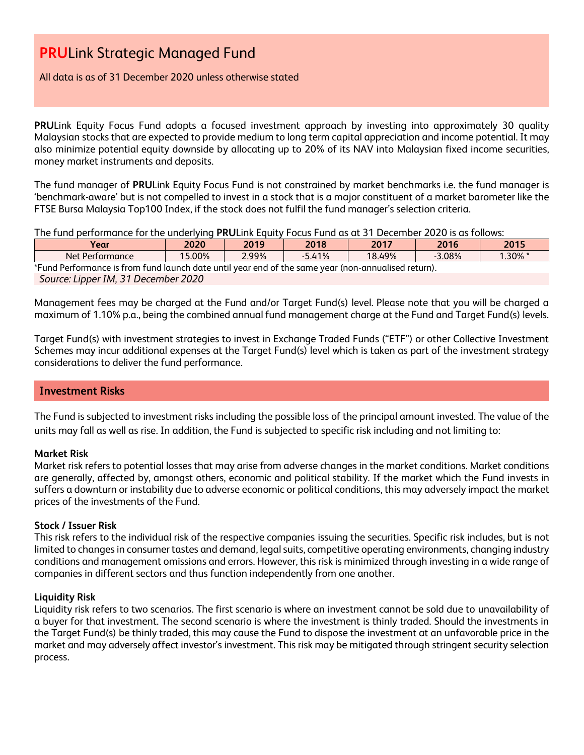# **PRU**Link Strategic Managed Fund

All data is as of 31 December 2020 unless otherwise stated

**PRU**Link Equity Focus Fund adopts a focused investment approach by investing into approximately 30 quality Malaysian stocks that are expected to provide medium to long term capital appreciation and income potential. It may also minimize potential equity downside by allocating up to 20% of its NAV into Malaysian fixed income securities, money market instruments and deposits.

The fund manager of **PRU**Link Equity Focus Fund is not constrained by market benchmarks i.e. the fund manager is 'benchmark-aware' but is not compelled to invest in a stock that is a major constituent of a market barometer like the FTSE Bursa Malaysia Top100 Index, if the stock does not fulfil the fund manager's selection criteria.

The fund performance for the underlying **PRU**Link Equity Focus Fund as at 31 December 2020 is as follows:

| Year | 2020 | 2019 | 2018 | 2017 | 2016 | 2015 |
|---|---|---|---|---|---|---|
| Net Performance | 15.00% | 2.99% | -5.41% | 18.49% | -3.08% | 1.30% * |

*Fund Performance is from fund launch date until year end of the same year (non-annualised return).

*Source: Lipper IM, 31 December 2020*

Management fees may be charged at the Fund and/or Target Fund(s) level. Please note that you will be charged a maximum of 1.10% p.a., being the combined annual fund management charge at the Fund and Target Fund(s) levels.

Target Fund(s) with investment strategies to invest in Exchange Traded Funds ("ETF") or other Collective Investment Schemes may incur additional expenses at the Target Fund(s) level which is taken as part of the investment strategy considerations to deliver the fund performance.

## Investment Risks

The Fund is subjected to investment risks including the possible loss of the principal amount invested. The value of the units may fall as well as rise. In addition, the Fund is subjected to specific risk including and not limiting to:

**Market Risk**
Market risk refers to potential losses that may arise from adverse changes in the market conditions. Market conditions are generally, affected by, amongst others, economic and political stability. If the market which the Fund invests in suffers a downturn or instability due to adverse economic or political conditions, this may adversely impact the market prices of the investments of the Fund.

**Stock / Issuer Risk**
This risk refers to the individual risk of the respective companies issuing the securities. Specific risk includes, but is not limited to changes in consumer tastes and demand, legal suits, competitive operating environments, changing industry conditions and management omissions and errors. However, this risk is minimized through investing in a wide range of companies in different sectors and thus function independently from one another.

**Liquidity Risk**
Liquidity risk refers to two scenarios. The first scenario is where an investment cannot be sold due to unavailability of a buyer for that investment. The second scenario is where the investment is thinly traded. Should the investments in the Target Fund(s) be thinly traded, this may cause the Fund to dispose the investment at an unfavorable price in the market and may adversely affect investor's investment. This risk may be mitigated through stringent security selection process.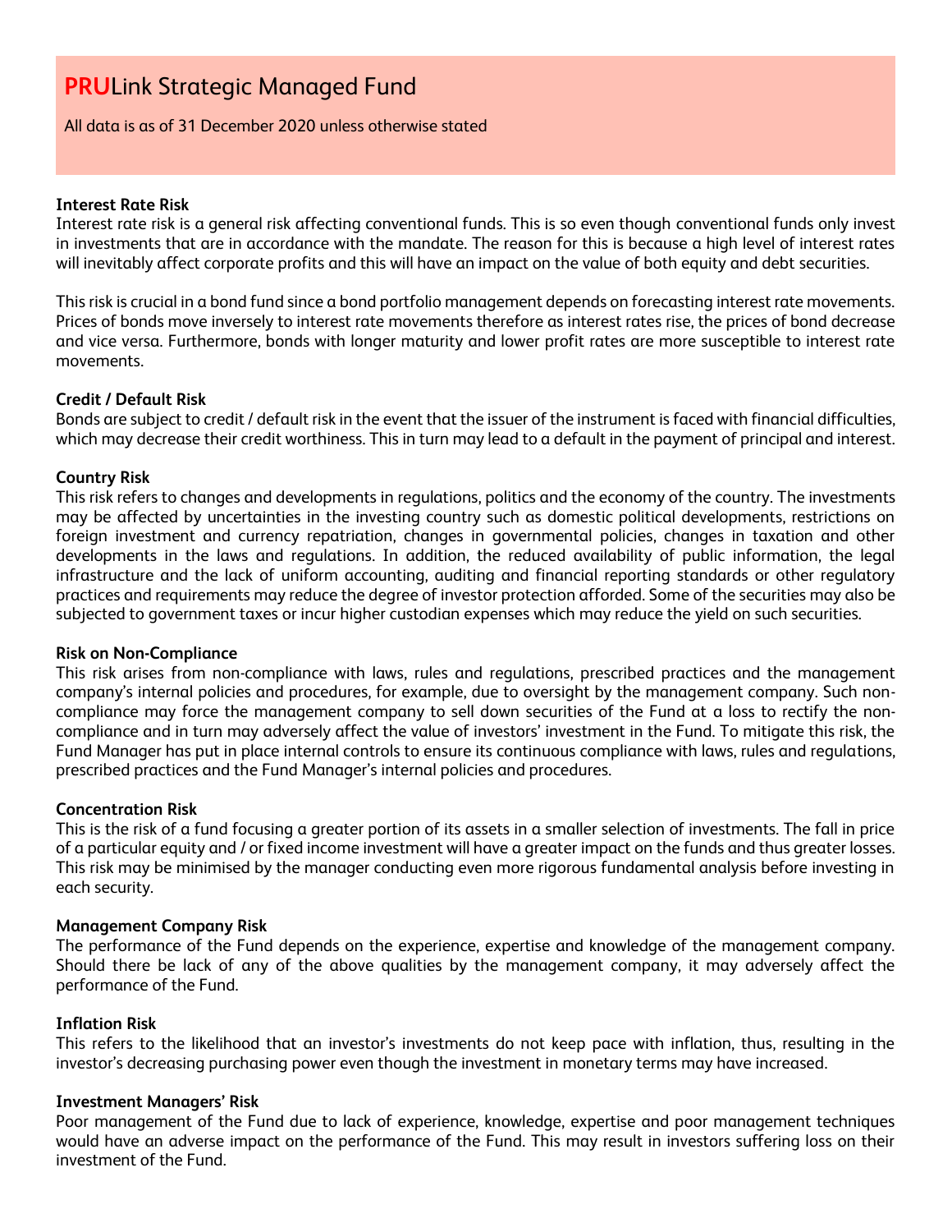# **PRU**Link Strategic Managed Fund

All data is as of 31 December 2020 unless otherwise stated

**Interest Rate Risk**

Interest rate risk is a general risk affecting conventional funds. This is so even though conventional funds only invest in investments that are in accordance with the mandate. The reason for this is because a high level of interest rates will inevitably affect corporate profits and this will have an impact on the value of both equity and debt securities.

This risk is crucial in a bond fund since a bond portfolio management depends on forecasting interest rate movements. Prices of bonds move inversely to interest rate movements therefore as interest rates rise, the prices of bond decrease and vice versa. Furthermore, bonds with longer maturity and lower profit rates are more susceptible to interest rate movements.

**Credit / Default Risk**

Bonds are subject to credit / default risk in the event that the issuer of the instrument is faced with financial difficulties, which may decrease their credit worthiness. This in turn may lead to a default in the payment of principal and interest.

**Country Risk**

This risk refers to changes and developments in regulations, politics and the economy of the country. The investments may be affected by uncertainties in the investing country such as domestic political developments, restrictions on foreign investment and currency repatriation, changes in governmental policies, changes in taxation and other developments in the laws and regulations. In addition, the reduced availability of public information, the legal infrastructure and the lack of uniform accounting, auditing and financial reporting standards or other regulatory practices and requirements may reduce the degree of investor protection afforded. Some of the securities may also be subjected to government taxes or incur higher custodian expenses which may reduce the yield on such securities.

**Risk on Non-Compliance**

This risk arises from non-compliance with laws, rules and regulations, prescribed practices and the management company's internal policies and procedures, for example, due to oversight by the management company. Such non-compliance may force the management company to sell down securities of the Fund at a loss to rectify the non-compliance and in turn may adversely affect the value of investors' investment in the Fund. To mitigate this risk, the Fund Manager has put in place internal controls to ensure its continuous compliance with laws, rules and regulations, prescribed practices and the Fund Manager's internal policies and procedures.

**Concentration Risk**

This is the risk of a fund focusing a greater portion of its assets in a smaller selection of investments. The fall in price of a particular equity and / or fixed income investment will have a greater impact on the funds and thus greater losses. This risk may be minimised by the manager conducting even more rigorous fundamental analysis before investing in each security.

**Management Company Risk**

The performance of the Fund depends on the experience, expertise and knowledge of the management company. Should there be lack of any of the above qualities by the management company, it may adversely affect the performance of the Fund.

**Inflation Risk**

This refers to the likelihood that an investor's investments do not keep pace with inflation, thus, resulting in the investor's decreasing purchasing power even though the investment in monetary terms may have increased.

**Investment Managers' Risk**

Poor management of the Fund due to lack of experience, knowledge, expertise and poor management techniques would have an adverse impact on the performance of the Fund. This may result in investors suffering loss on their investment of the Fund.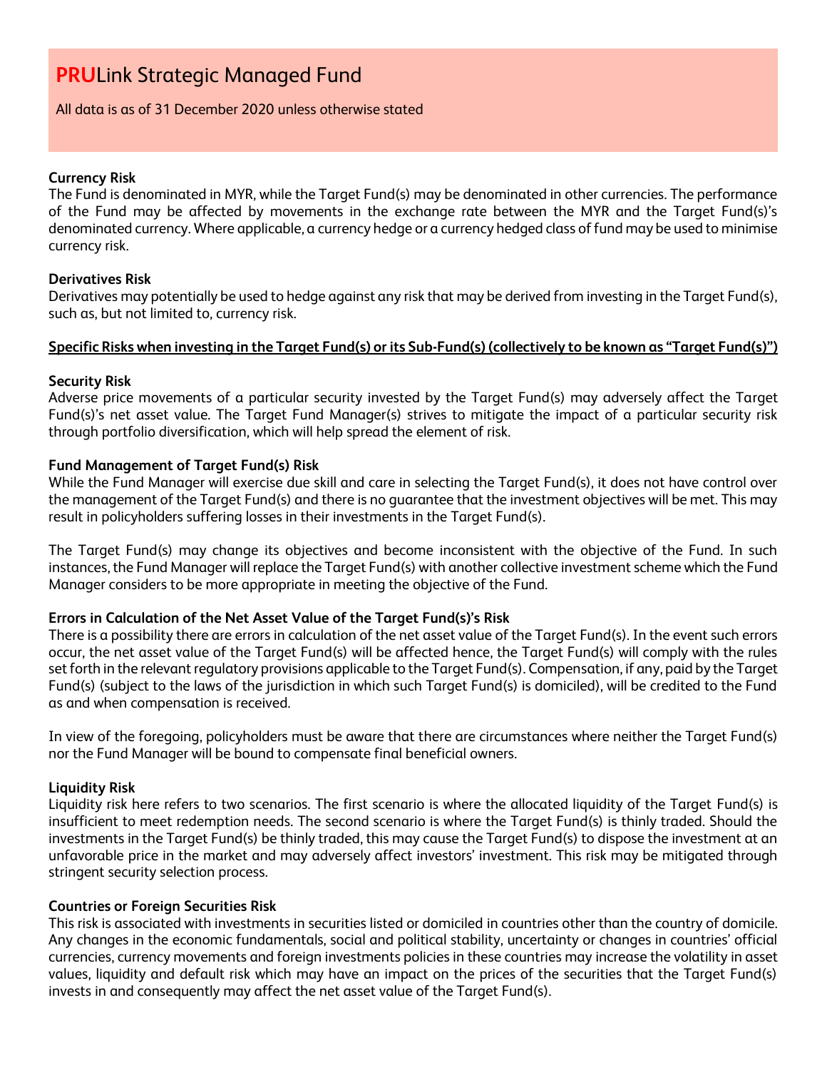# **PRU**Link Strategic Managed Fund

All data is as of 31 December 2020 unless otherwise stated

**Currency Risk**
The Fund is denominated in MYR, while the Target Fund(s) may be denominated in other currencies. The performance of the Fund may be affected by movements in the exchange rate between the MYR and the Target Fund(s)'s denominated currency. Where applicable, a currency hedge or a currency hedged class of fund may be used to minimise currency risk.

**Derivatives Risk**
Derivatives may potentially be used to hedge against any risk that may be derived from investing in the Target Fund(s), such as, but not limited to, currency risk.

**Specific Risks when investing in the Target Fund(s) or its Sub-Fund(s) (collectively to be known as "Target Fund(s)")**

**Security Risk**
Adverse price movements of a particular security invested by the Target Fund(s) may adversely affect the Target Fund(s)'s net asset value. The Target Fund Manager(s) strives to mitigate the impact of a particular security risk through portfolio diversification, which will help spread the element of risk.

**Fund Management of Target Fund(s) Risk**
While the Fund Manager will exercise due skill and care in selecting the Target Fund(s), it does not have control over the management of the Target Fund(s) and there is no guarantee that the investment objectives will be met. This may result in policyholders suffering losses in their investments in the Target Fund(s).

The Target Fund(s) may change its objectives and become inconsistent with the objective of the Fund. In such instances, the Fund Manager will replace the Target Fund(s) with another collective investment scheme which the Fund Manager considers to be more appropriate in meeting the objective of the Fund.

**Errors in Calculation of the Net Asset Value of the Target Fund(s)'s Risk**
There is a possibility there are errors in calculation of the net asset value of the Target Fund(s). In the event such errors occur, the net asset value of the Target Fund(s) will be affected hence, the Target Fund(s) will comply with the rules set forth in the relevant regulatory provisions applicable to the Target Fund(s). Compensation, if any, paid by the Target Fund(s) (subject to the laws of the jurisdiction in which such Target Fund(s) is domiciled), will be credited to the Fund as and when compensation is received.

In view of the foregoing, policyholders must be aware that there are circumstances where neither the Target Fund(s) nor the Fund Manager will be bound to compensate final beneficial owners.

**Liquidity Risk**
Liquidity risk here refers to two scenarios. The first scenario is where the allocated liquidity of the Target Fund(s) is insufficient to meet redemption needs. The second scenario is where the Target Fund(s) is thinly traded. Should the investments in the Target Fund(s) be thinly traded, this may cause the Target Fund(s) to dispose the investment at an unfavorable price in the market and may adversely affect investors' investment. This risk may be mitigated through stringent security selection process.

**Countries or Foreign Securities Risk**
This risk is associated with investments in securities listed or domiciled in countries other than the country of domicile. Any changes in the economic fundamentals, social and political stability, uncertainty or changes in countries' official currencies, currency movements and foreign investments policies in these countries may increase the volatility in asset values, liquidity and default risk which may have an impact on the prices of the securities that the Target Fund(s) invests in and consequently may affect the net asset value of the Target Fund(s).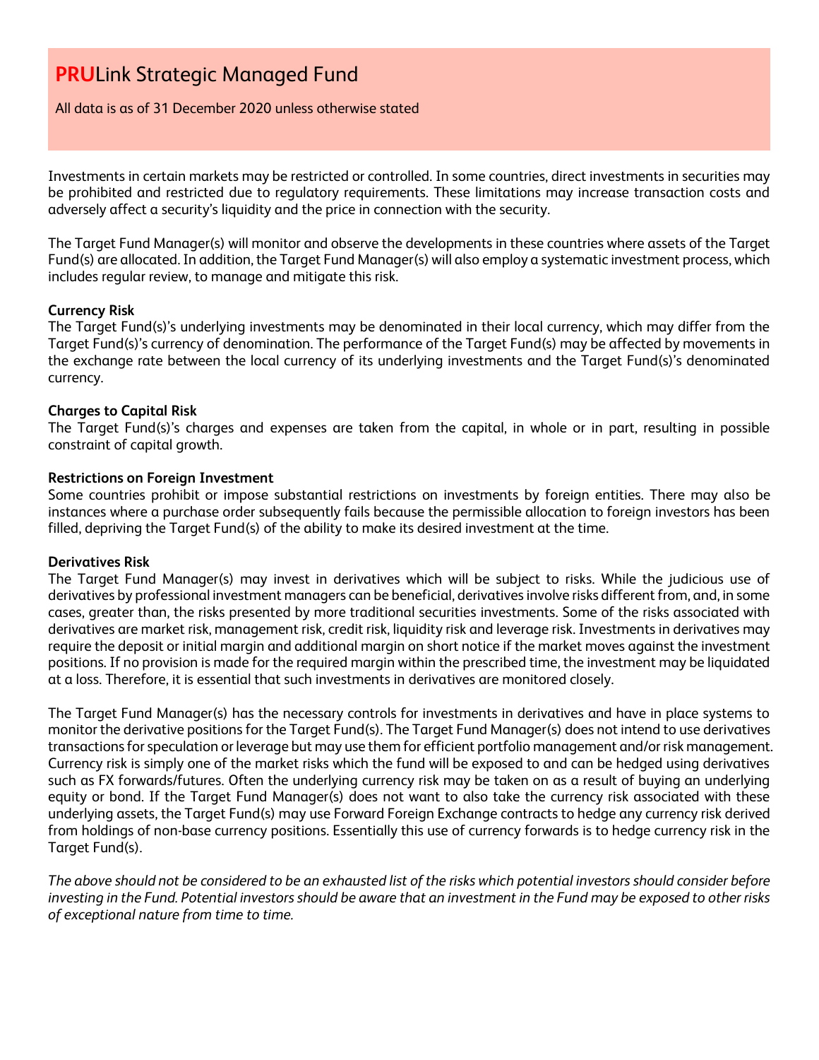# **PRU**Link Strategic Managed Fund

All data is as of 31 December 2020 unless otherwise stated

Investments in certain markets may be restricted or controlled. In some countries, direct investments in securities may be prohibited and restricted due to regulatory requirements. These limitations may increase transaction costs and adversely affect a security's liquidity and the price in connection with the security.

The Target Fund Manager(s) will monitor and observe the developments in these countries where assets of the Target Fund(s) are allocated. In addition, the Target Fund Manager(s) will also employ a systematic investment process, which includes regular review, to manage and mitigate this risk.

**Currency Risk**
The Target Fund(s)'s underlying investments may be denominated in their local currency, which may differ from the Target Fund(s)'s currency of denomination. The performance of the Target Fund(s) may be affected by movements in the exchange rate between the local currency of its underlying investments and the Target Fund(s)'s denominated currency.

**Charges to Capital Risk**
The Target Fund(s)'s charges and expenses are taken from the capital, in whole or in part, resulting in possible constraint of capital growth.

**Restrictions on Foreign Investment**
Some countries prohibit or impose substantial restrictions on investments by foreign entities. There may also be instances where a purchase order subsequently fails because the permissible allocation to foreign investors has been filled, depriving the Target Fund(s) of the ability to make its desired investment at the time.

**Derivatives Risk**
The Target Fund Manager(s) may invest in derivatives which will be subject to risks. While the judicious use of derivatives by professional investment managers can be beneficial, derivatives involve risks different from, and, in some cases, greater than, the risks presented by more traditional securities investments. Some of the risks associated with derivatives are market risk, management risk, credit risk, liquidity risk and leverage risk. Investments in derivatives may require the deposit or initial margin and additional margin on short notice if the market moves against the investment positions. If no provision is made for the required margin within the prescribed time, the investment may be liquidated at a loss. Therefore, it is essential that such investments in derivatives are monitored closely.

The Target Fund Manager(s) has the necessary controls for investments in derivatives and have in place systems to monitor the derivative positions for the Target Fund(s). The Target Fund Manager(s) does not intend to use derivatives transactions for speculation or leverage but may use them for efficient portfolio management and/or risk management. Currency risk is simply one of the market risks which the fund will be exposed to and can be hedged using derivatives such as FX forwards/futures. Often the underlying currency risk may be taken on as a result of buying an underlying equity or bond. If the Target Fund Manager(s) does not want to also take the currency risk associated with these underlying assets, the Target Fund(s) may use Forward Foreign Exchange contracts to hedge any currency risk derived from holdings of non-base currency positions. Essentially this use of currency forwards is to hedge currency risk in the Target Fund(s).

*The above should not be considered to be an exhausted list of the risks which potential investors should consider before investing in the Fund. Potential investors should be aware that an investment in the Fund may be exposed to other risks of exceptional nature from time to time.*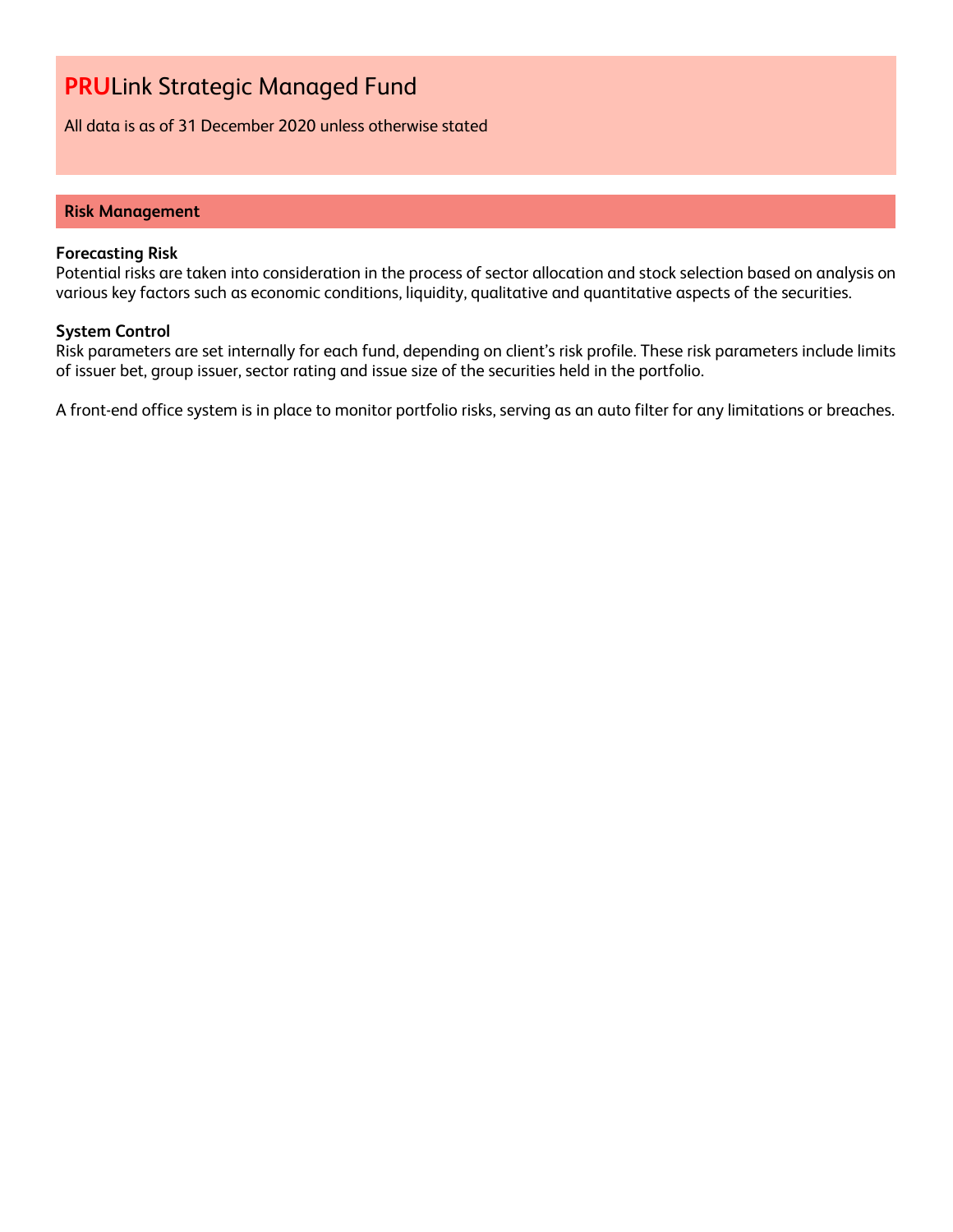# **PRU**Link Strategic Managed Fund

All data is as of 31 December 2020 unless otherwise stated

## Risk Management

**Forecasting Risk**
Potential risks are taken into consideration in the process of sector allocation and stock selection based on analysis on various key factors such as economic conditions, liquidity, qualitative and quantitative aspects of the securities.

**System Control**
Risk parameters are set internally for each fund, depending on client's risk profile. These risk parameters include limits of issuer bet, group issuer, sector rating and issue size of the securities held in the portfolio.

A front-end office system is in place to monitor portfolio risks, serving as an auto filter for any limitations or breaches.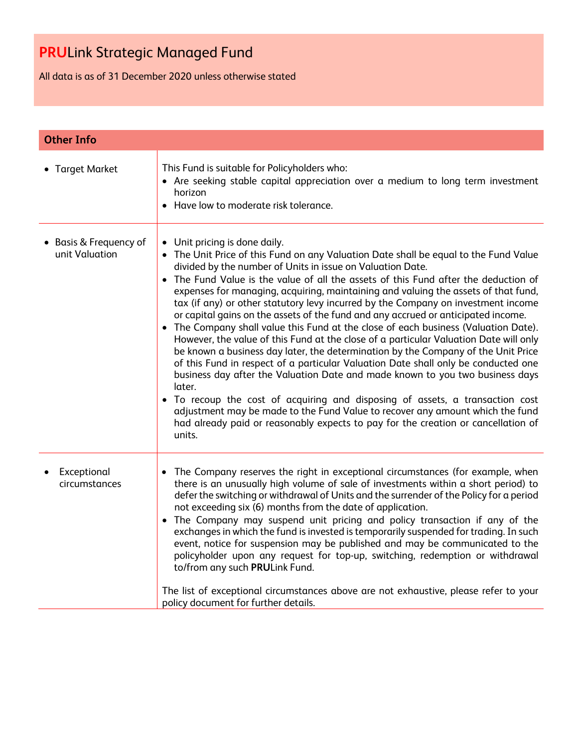# **PRU**Link Strategic Managed Fund

All data is as of 31 December 2020 unless otherwise stated

## Other Info

| | |
|---|---|
| • Target Market | This Fund is suitable for Policyholders who:<br>• Are seeking stable capital appreciation over a medium to long term investment horizon<br>• Have low to moderate risk tolerance. |
| • Basis & Frequency of unit Valuation | • Unit pricing is done daily.<br>• The Unit Price of this Fund on any Valuation Date shall be equal to the Fund Value divided by the number of Units in issue on Valuation Date.<br>• The Fund Value is the value of all the assets of this Fund after the deduction of expenses for managing, acquiring, maintaining and valuing the assets of that fund, tax (if any) or other statutory levy incurred by the Company on investment income or capital gains on the assets of the fund and any accrued or anticipated income.<br>• The Company shall value this Fund at the close of each business (Valuation Date). However, the value of this Fund at the close of a particular Valuation Date will only be known a business day later, the determination by the Company of the Unit Price of this Fund in respect of a particular Valuation Date shall only be conducted one business day after the Valuation Date and made known to you two business days later.<br>• To recoup the cost of acquiring and disposing of assets, a transaction cost adjustment may be made to the Fund Value to recover any amount which the fund had already paid or reasonably expects to pay for the creation or cancellation of units. |
| • Exceptional circumstances | • The Company reserves the right in exceptional circumstances (for example, when there is an unusually high volume of sale of investments within a short period) to defer the switching or withdrawal of Units and the surrender of the Policy for a period not exceeding six (6) months from the date of application.<br>• The Company may suspend unit pricing and policy transaction if any of the exchanges in which the fund is invested is temporarily suspended for trading. In such event, notice for suspension may be published and may be communicated to the policyholder upon any request for top-up, switching, redemption or withdrawal to/from any such **PRU**Link Fund.<br><br>The list of exceptional circumstances above are not exhaustive, please refer to your policy document for further details. |